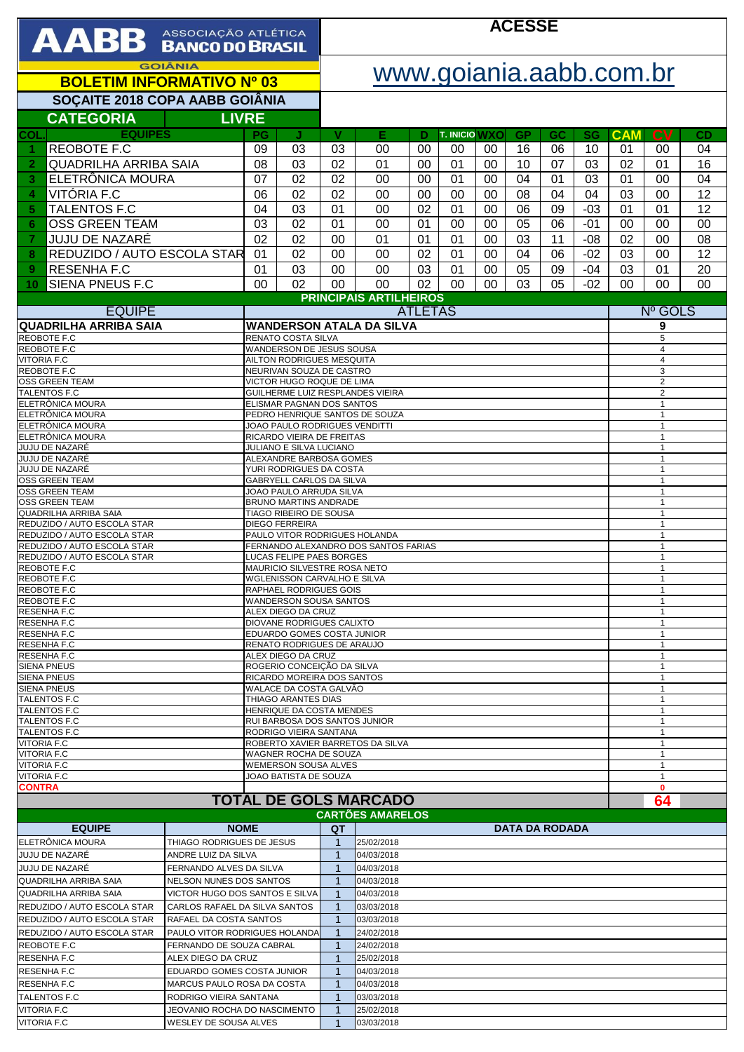# AABB ASSOCIAÇÃO ATLÉTICA BANCO DO BRASIL

GOIÂNIA

**ACESSE**

www.goiania.aabb.com.br

## BOLETIM INFORMATIVO Nº 03

### SOÇAITE 2018 COPA AABB GOIÂNIA

**CATEGORIA** LIVRE

| COL. | EQUIPES | PG | J | V | E | D | T. INICIO | WXO | GP | GC | SG | CAM | CV | CD |
|---|---|---|---|---|---|---|---|---|---|---|---|---|---|---|
| 1 | REOBOTE F.C | 09 | 03 | 03 | 00 | 00 | 00 | 00 | 16 | 06 | 10 | 01 | 00 | 04 |
| 2 | QUADRILHA ARRIBA SAIA | 08 | 03 | 02 | 01 | 00 | 01 | 00 | 10 | 07 | 03 | 02 | 01 | 16 |
| 3 | ELETRÔNICA MOURA | 07 | 02 | 02 | 00 | 00 | 01 | 00 | 04 | 01 | 03 | 01 | 00 | 04 |
| 4 | VITÓRIA F.C | 06 | 02 | 02 | 00 | 00 | 00 | 00 | 08 | 04 | 04 | 03 | 00 | 12 |
| 5 | TALENTOS F.C | 04 | 03 | 01 | 00 | 02 | 01 | 00 | 06 | 09 | -03 | 01 | 01 | 12 |
| 6 | OSS GREEN TEAM | 03 | 02 | 01 | 00 | 01 | 00 | 00 | 05 | 06 | -01 | 00 | 00 | 00 |
| 7 | JUJU DE NAZARÉ | 02 | 02 | 00 | 01 | 01 | 01 | 00 | 03 | 11 | -08 | 02 | 00 | 08 |
| 8 | REDUZIDO / AUTO ESCOLA STAR | 01 | 02 | 00 | 00 | 02 | 01 | 00 | 04 | 06 | -02 | 03 | 00 | 12 |
| 9 | RESENHA F.C | 01 | 03 | 00 | 00 | 03 | 01 | 00 | 05 | 09 | -04 | 03 | 01 | 20 |
| 10 | SIENA PNEUS F.C | 00 | 02 | 00 | 00 | 02 | 00 | 00 | 03 | 05 | -02 | 00 | 00 | 00 |

### PRINCIPAIS ARTILHEIROS

| EQUIPE | ATLETAS | Nº GOLS |
|---|---|---|
| **QUADRILHA ARRIBA SAIA** | **WANDERSON ATALA DA SILVA** | **9** |
| REOBOTE F.C | RENATO COSTA SILVA | 5 |
| REOBOTE F.C | WANDERSON DE JESUS SOUSA | 4 |
| VITORIA F.C | AILTON RODRIGUES MESQUITA | 4 |
| REOBOTE F.C | NEURIVAN SOUZA DE CASTRO | 3 |
| OSS GREEN TEAM | VICTOR HUGO ROQUE DE LIMA | 2 |
| TALENTOS F.C | GUILHERME LUIZ RESPLANDES VIEIRA | 2 |
| ELETRÔNICA MOURA | ELISMAR PAGNAN DOS SANTOS | 1 |
| ELETRÔNICA MOURA | PEDRO HENRIQUE SANTOS DE SOUZA | 1 |
| ELETRÔNICA MOURA | JOAO PAULO RODRIGUES VENDITTI | 1 |
| ELETRÔNICA MOURA | RICARDO VIEIRA DE FREITAS | 1 |
| JUJU DE NAZARÉ | JULIANO E SILVA LUCIANO | 1 |
| JUJU DE NAZARÉ | ALEXANDRE BARBOSA GOMES | 1 |
| JUJU DE NAZARÉ | YURI RODRIGUES DA COSTA | 1 |
| OSS GREEN TEAM | GABRYELL CARLOS DA SILVA | 1 |
| OSS GREEN TEAM | JOAO PAULO ARRUDA SILVA | 1 |
| OSS GREEN TEAM | BRUNO MARTINS ANDRADE | 1 |
| QUADRILHA ARRIBA SAIA | TIAGO RIBEIRO DE SOUSA | 1 |
| REDUZIDO / AUTO ESCOLA STAR | DIEGO FERREIRA | 1 |
| REDUZIDO / AUTO ESCOLA STAR | PAULO VITOR RODRIGUES HOLANDA | 1 |
| REDUZIDO / AUTO ESCOLA STAR | FERNANDO ALEXANDRO DOS SANTOS FARIAS | 1 |
| REDUZIDO / AUTO ESCOLA STAR | LUCAS FELIPE PAES BORGES | 1 |
| REOBOTE F.C | MAURICIO SILVESTRE ROSA NETO | 1 |
| REOBOTE F.C | WGLENISSON CARVALHO E SILVA | 1 |
| REOBOTE F.C | RAPHAEL RODRIGUES GOIS | 1 |
| REOBOTE F.C | WANDERSON SOUSA SANTOS | 1 |
| RESENHA F.C | ALEX DIEGO DA CRUZ | 1 |
| RESENHA F.C | DIOVANE RODRIGUES CALIXTO | 1 |
| RESENHA F.C | EDUARDO GOMES COSTA JUNIOR | 1 |
| RESENHA F.C | RENATO RODRIGUES DE ARAUJO | 1 |
| RESENHA F.C | ALEX DIEGO DA CRUZ | 1 |
| SIENA PNEUS | ROGERIO CONCEIÇÃO DA SILVA | 1 |
| SIENA PNEUS | RICARDO MOREIRA DOS SANTOS | 1 |
| SIENA PNEUS | WALACE DA COSTA GALVÃO | 1 |
| TALENTOS F.C | THIAGO ARANTES DIAS | 1 |
| TALENTOS F.C | HENRIQUE DA COSTA MENDES | 1 |
| TALENTOS F.C | RUI BARBOSA DOS SANTOS JUNIOR | 1 |
| TALENTOS F.C | RODRIGO VIEIRA SANTANA | 1 |
| VITORIA F.C | ROBERTO XAVIER BARRETOS DA SILVA | 1 |
| VITORIA F.C | WAGNER ROCHA DE SOUZA | 1 |
| VITORIA F.C | WEMERSON SOUSA ALVES | 1 |
| VITORIA F.C | JOAO BATISTA DE SOUZA | 1 |
| **CONTRA** | | **0** |
| | **TOTAL DE GOLS MARCADO** | **64** |

### CARTÕES AMARELOS

| EQUIPE | NOME | QT | DATA DA RODADA |
|---|---|---|---|
| ELETRÔNICA MOURA | THIAGO RODRIGUES DE JESUS | 1 | 25/02/2018 |
| JUJU DE NAZARÉ | ANDRE LUIZ DA SILVA | 1 | 04/03/2018 |
| JUJU DE NAZARÉ | FERNANDO ALVES DA SILVA | 1 | 04/03/2018 |
| QUADRILHA ARRIBA SAIA | NELSON NUNES DOS SANTOS | 1 | 04/03/2018 |
| QUADRILHA ARRIBA SAIA | VICTOR HUGO DOS SANTOS E SILVA | 1 | 04/03/2018 |
| REDUZIDO / AUTO ESCOLA STAR | CARLOS RAFAEL DA SILVA SANTOS | 1 | 03/03/2018 |
| REDUZIDO / AUTO ESCOLA STAR | RAFAEL DA COSTA SANTOS | 1 | 03/03/2018 |
| REDUZIDO / AUTO ESCOLA STAR | PAULO VITOR RODRIGUES HOLANDA | 1 | 24/02/2018 |
| REOBOTE F.C | FERNANDO DE SOUZA CABRAL | 1 | 24/02/2018 |
| RESENHA F.C | ALEX DIEGO DA CRUZ | 1 | 25/02/2018 |
| RESENHA F.C | EDUARDO GOMES COSTA JUNIOR | 1 | 04/03/2018 |
| RESENHA F.C | MARCUS PAULO ROSA DA COSTA | 1 | 04/03/2018 |
| TALENTOS F.C | RODRIGO VIEIRA SANTANA | 1 | 03/03/2018 |
| VITORIA F.C | JEOVANIO ROCHA DO NASCIMENTO | 1 | 25/02/2018 |
| VITORIA F.C | WESLEY DE SOUSA ALVES | 1 | 03/03/2018 |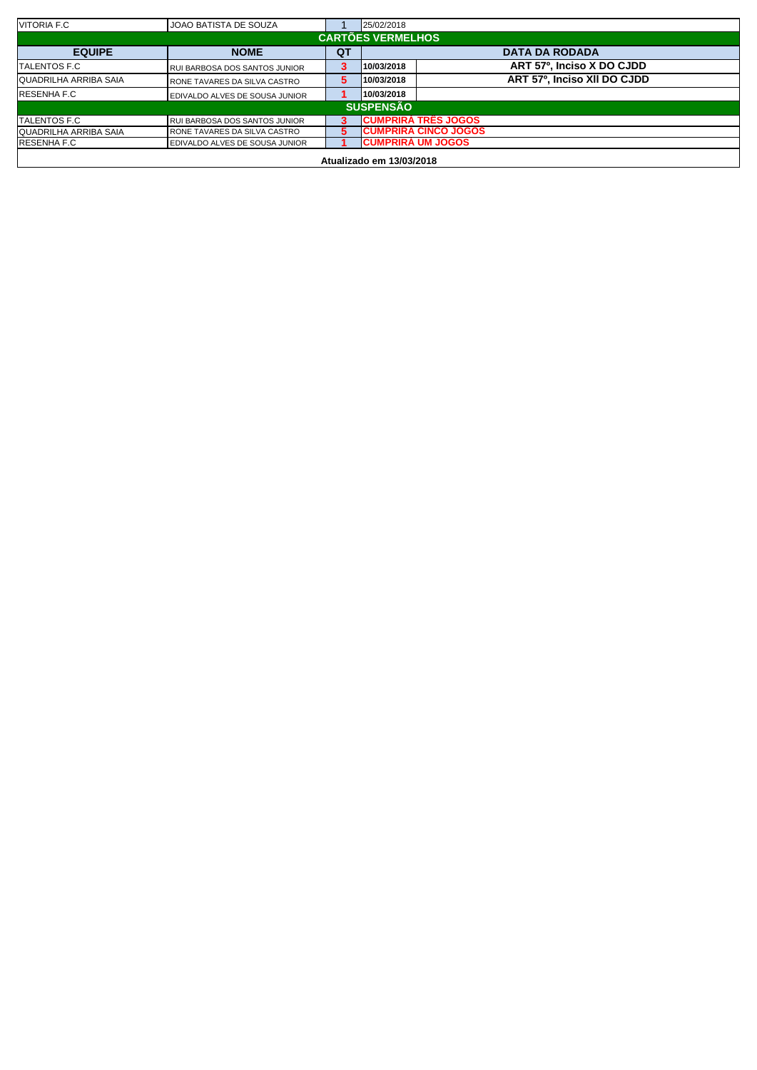| | | | | |
|---|---|---|---|---|
| VITORIA F.C | JOAO BATISTA DE SOUZA | 1 | 25/02/2018 | |
| **CARTÕES VERMELHOS** | | | | |
| **EQUIPE** | **NOME** | **QT** | **DATA DA RODADA** | |
| TALENTOS F.C | RUI BARBOSA DOS SANTOS JUNIOR | **3** | **10/03/2018** | **ART 57º, Inciso X DO CJDD** |
| QUADRILHA ARRIBA SAIA | RONE TAVARES DA SILVA CASTRO | **5** | **10/03/2018** | **ART 57º, Inciso XII DO CJDD** |
| RESENHA F.C | EDIVALDO ALVES DE SOUSA JUNIOR | **1** | **10/03/2018** | |
| **SUSPENSÃO** | | | | |
| TALENTOS F.C | RUI BARBOSA DOS SANTOS JUNIOR | **3** | **CUMPRIRÁ TRÊS JOGOS** | |
| QUADRILHA ARRIBA SAIA | RONE TAVARES DA SILVA CASTRO | **5** | **CUMPRIRÁ CINCO JOGOS** | |
| RESENHA F.C | EDIVALDO ALVES DE SOUSA JUNIOR | **1** | **CUMPRIRÁ UM JOGOS** | |

**Atualizado em 13/03/2018**